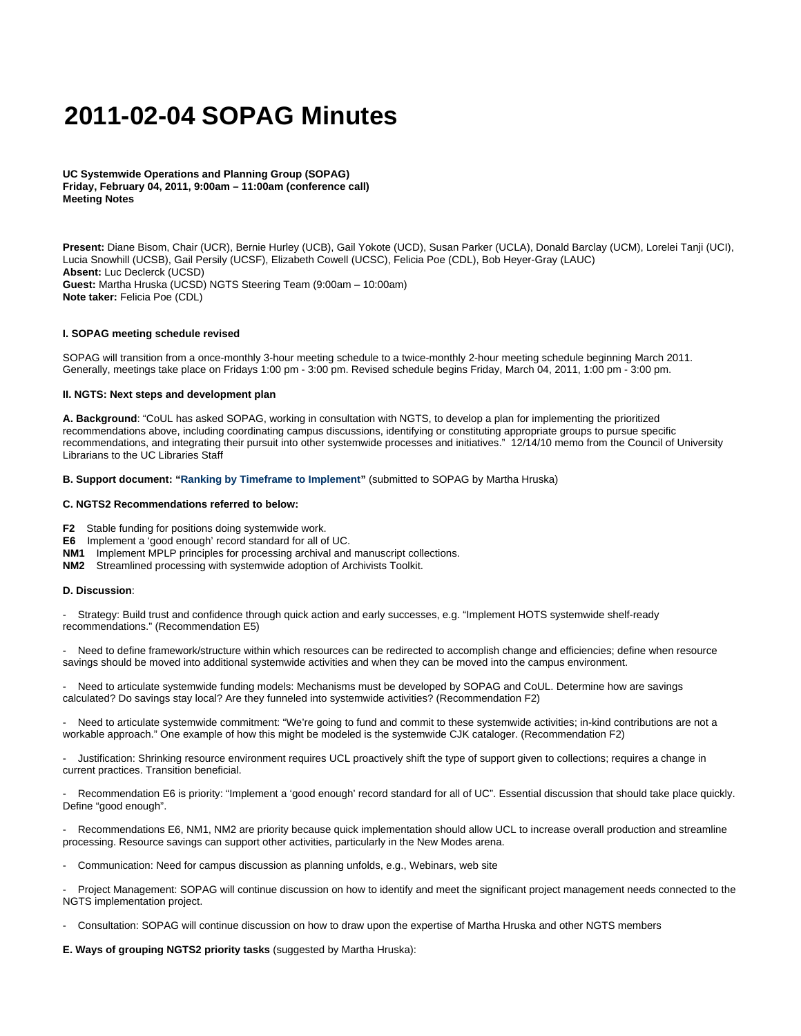# 2011-02-04 SOPAG Minutes

**UC Systemwide Operations and Planning Group (SOPAG)**
**Friday, February 04, 2011, 9:00am – 11:00am (conference call)**
**Meeting Notes**

**Present:** Diane Bisom, Chair (UCR), Bernie Hurley (UCB), Gail Yokote (UCD), Susan Parker (UCLA), Donald Barclay (UCM), Lorelei Tanji (UCI), Lucia Snowhill (UCSB), Gail Persily (UCSF), Elizabeth Cowell (UCSC), Felicia Poe (CDL), Bob Heyer-Gray (LAUC)
**Absent:** Luc Declerck (UCSD)
**Guest:** Martha Hruska (UCSD) NGTS Steering Team (9:00am – 10:00am)
**Note taker:** Felicia Poe (CDL)

#### I. SOPAG meeting schedule revised

SOPAG will transition from a once-monthly 3-hour meeting schedule to a twice-monthly 2-hour meeting schedule beginning March 2011. Generally, meetings take place on Fridays 1:00 pm - 3:00 pm. Revised schedule begins Friday, March 04, 2011, 1:00 pm - 3:00 pm.

#### II. NGTS: Next steps and development plan

**A. Background**: "CoUL has asked SOPAG, working in consultation with NGTS, to develop a plan for implementing the prioritized recommendations above, including coordinating campus discussions, identifying or constituting appropriate groups to pursue specific recommendations, and integrating their pursuit into other systemwide processes and initiatives." 12/14/10 memo from the Council of University Librarians to the UC Libraries Staff

**B. Support document: "Ranking by Timeframe to Implement"** (submitted to SOPAG by Martha Hruska)

**C. NGTS2 Recommendations referred to below:**

**F2** Stable funding for positions doing systemwide work.
**E6** Implement a 'good enough' record standard for all of UC.
**NM1** Implement MPLP principles for processing archival and manuscript collections.
**NM2** Streamlined processing with systemwide adoption of Archivists Toolkit.

**D. Discussion**:

- Strategy: Build trust and confidence through quick action and early successes, e.g. "Implement HOTS systemwide shelf-ready recommendations." (Recommendation E5)

- Need to define framework/structure within which resources can be redirected to accomplish change and efficiencies; define when resource savings should be moved into additional systemwide activities and when they can be moved into the campus environment.

- Need to articulate systemwide funding models: Mechanisms must be developed by SOPAG and CoUL. Determine how are savings calculated? Do savings stay local? Are they funneled into systemwide activities? (Recommendation F2)

- Need to articulate systemwide commitment: "We're going to fund and commit to these systemwide activities; in-kind contributions are not a workable approach." One example of how this might be modeled is the systemwide CJK cataloger. (Recommendation F2)

- Justification: Shrinking resource environment requires UCL proactively shift the type of support given to collections; requires a change in current practices. Transition beneficial.

- Recommendation E6 is priority: "Implement a 'good enough' record standard for all of UC". Essential discussion that should take place quickly. Define "good enough".

- Recommendations E6, NM1, NM2 are priority because quick implementation should allow UCL to increase overall production and streamline processing. Resource savings can support other activities, particularly in the New Modes arena.

- Communication: Need for campus discussion as planning unfolds, e.g., Webinars, web site

- Project Management: SOPAG will continue discussion on how to identify and meet the significant project management needs connected to the NGTS implementation project.

- Consultation: SOPAG will continue discussion on how to draw upon the expertise of Martha Hruska and other NGTS members

**E. Ways of grouping NGTS2 priority tasks** (suggested by Martha Hruska):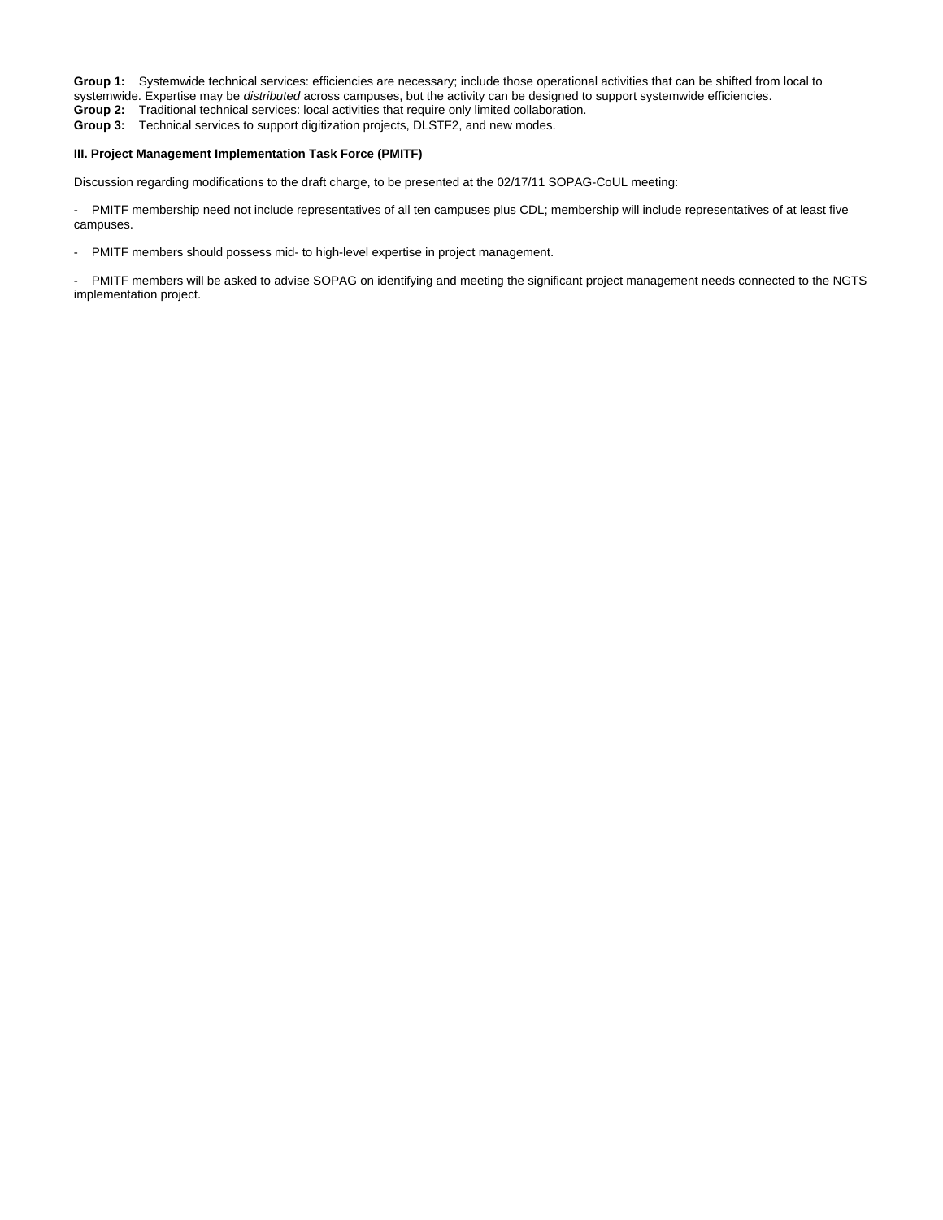**Group 1:** Systemwide technical services: efficiencies are necessary; include those operational activities that can be shifted from local to systemwide. Expertise may be *distributed* across campuses, but the activity can be designed to support systemwide efficiencies.
**Group 2:** Traditional technical services: local activities that require only limited collaboration.
**Group 3:** Technical services to support digitization projects, DLSTF2, and new modes.

**III. Project Management Implementation Task Force (PMITF)**

Discussion regarding modifications to the draft charge, to be presented at the 02/17/11 SOPAG-CoUL meeting:

- PMITF membership need not include representatives of all ten campuses plus CDL; membership will include representatives of at least five campuses.

- PMITF members should possess mid- to high-level expertise in project management.

- PMITF members will be asked to advise SOPAG on identifying and meeting the significant project management needs connected to the NGTS implementation project.